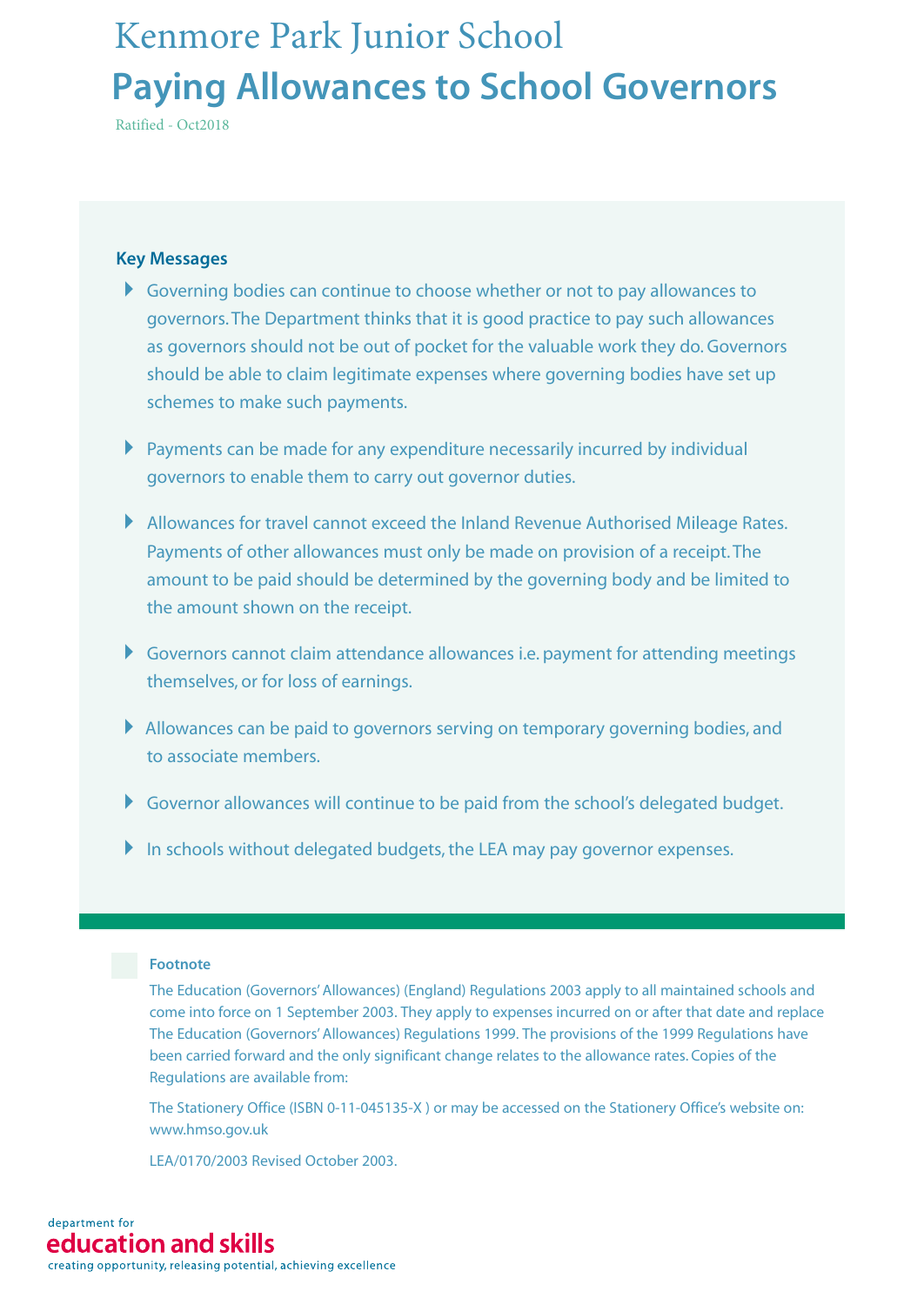# Kenmore Park Junior School

# Paying Allowances to School Governors

Ratified - Oct2018

### Key Messages

- Governing bodies can continue to choose whether or not to pay allowances to governors. The Department thinks that it is good practice to pay such allowances as governors should not be out of pocket for the valuable work they do. Governors should be able to claim legitimate expenses where governing bodies have set up schemes to make such payments.
- Payments can be made for any expenditure necessarily incurred by individual governors to enable them to carry out governor duties.
- Allowances for travel cannot exceed the Inland Revenue Authorised Mileage Rates. Payments of other allowances must only be made on provision of a receipt. The amount to be paid should be determined by the governing body and be limited to the amount shown on the receipt.
- Governors cannot claim attendance allowances i.e. payment for attending meetings themselves, or for loss of earnings.
- Allowances can be paid to governors serving on temporary governing bodies, and to associate members.
- Governor allowances will continue to be paid from the school's delegated budget.
- In schools without delegated budgets, the LEA may pay governor expenses.

**Footnote**

The Education (Governors' Allowances) (England) Regulations 2003 apply to all maintained schools and come into force on 1 September 2003. They apply to expenses incurred on or after that date and replace The Education (Governors' Allowances) Regulations 1999. The provisions of the 1999 Regulations have been carried forward and the only significant change relates to the allowance rates. Copies of the Regulations are available from:

The Stationery Office (ISBN 0-11-045135-X ) or may be accessed on the Stationery Office's website on: www.hmso.gov.uk

LEA/0170/2003 Revised October 2003.

department for
education and skills
creating opportunity, releasing potential, achieving excellence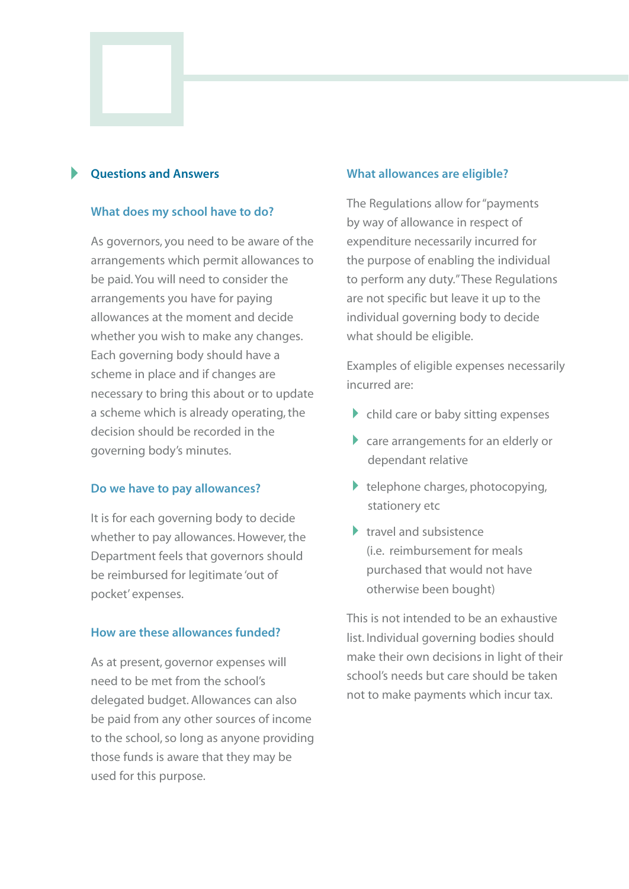## Questions and Answers

### What does my school have to do?

As governors, you need to be aware of the arrangements which permit allowances to be paid. You will need to consider the arrangements you have for paying allowances at the moment and decide whether you wish to make any changes. Each governing body should have a scheme in place and if changes are necessary to bring this about or to update a scheme which is already operating, the decision should be recorded in the governing body's minutes.

### Do we have to pay allowances?

It is for each governing body to decide whether to pay allowances. However, the Department feels that governors should be reimbursed for legitimate 'out of pocket' expenses.

### How are these allowances funded?

As at present, governor expenses will need to be met from the school's delegated budget. Allowances can also be paid from any other sources of income to the school, so long as anyone providing those funds is aware that they may be used for this purpose.

### What allowances are eligible?

The Regulations allow for "payments by way of allowance in respect of expenditure necessarily incurred for the purpose of enabling the individual to perform any duty." These Regulations are not specific but leave it up to the individual governing body to decide what should be eligible.

Examples of eligible expenses necessarily incurred are:

- child care or baby sitting expenses
- care arrangements for an elderly or dependant relative
- telephone charges, photocopying, stationery etc
- travel and subsistence (i.e. reimbursement for meals purchased that would not have otherwise been bought)

This is not intended to be an exhaustive list. Individual governing bodies should make their own decisions in light of their school's needs but care should be taken not to make payments which incur tax.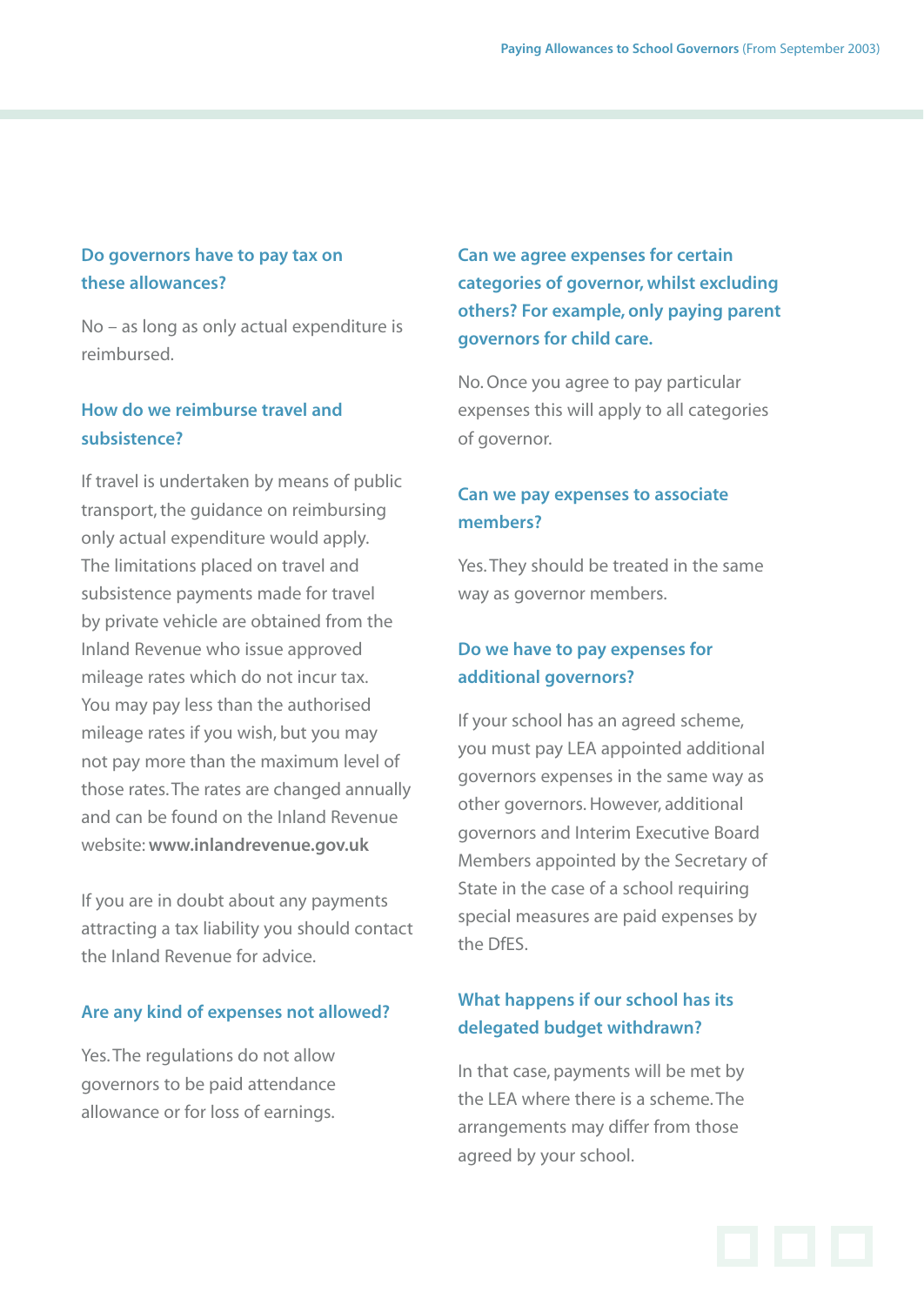### Do governors have to pay tax on these allowances?

No – as long as only actual expenditure is reimbursed.

### How do we reimburse travel and subsistence?

If travel is undertaken by means of public transport, the guidance on reimbursing only actual expenditure would apply. The limitations placed on travel and subsistence payments made for travel by private vehicle are obtained from the Inland Revenue who issue approved mileage rates which do not incur tax. You may pay less than the authorised mileage rates if you wish, but you may not pay more than the maximum level of those rates. The rates are changed annually and can be found on the Inland Revenue website: **www.inlandrevenue.gov.uk**

If you are in doubt about any payments attracting a tax liability you should contact the Inland Revenue for advice.

### Are any kind of expenses not allowed?

Yes. The regulations do not allow governors to be paid attendance allowance or for loss of earnings.

### Can we agree expenses for certain categories of governor, whilst excluding others? For example, only paying parent governors for child care.

No. Once you agree to pay particular expenses this will apply to all categories of governor.

### Can we pay expenses to associate members?

Yes. They should be treated in the same way as governor members.

### Do we have to pay expenses for additional governors?

If your school has an agreed scheme, you must pay LEA appointed additional governors expenses in the same way as other governors. However, additional governors and Interim Executive Board Members appointed by the Secretary of State in the case of a school requiring special measures are paid expenses by the DfES.

### What happens if our school has its delegated budget withdrawn?

In that case, payments will be met by the LEA where there is a scheme. The arrangements may differ from those agreed by your school.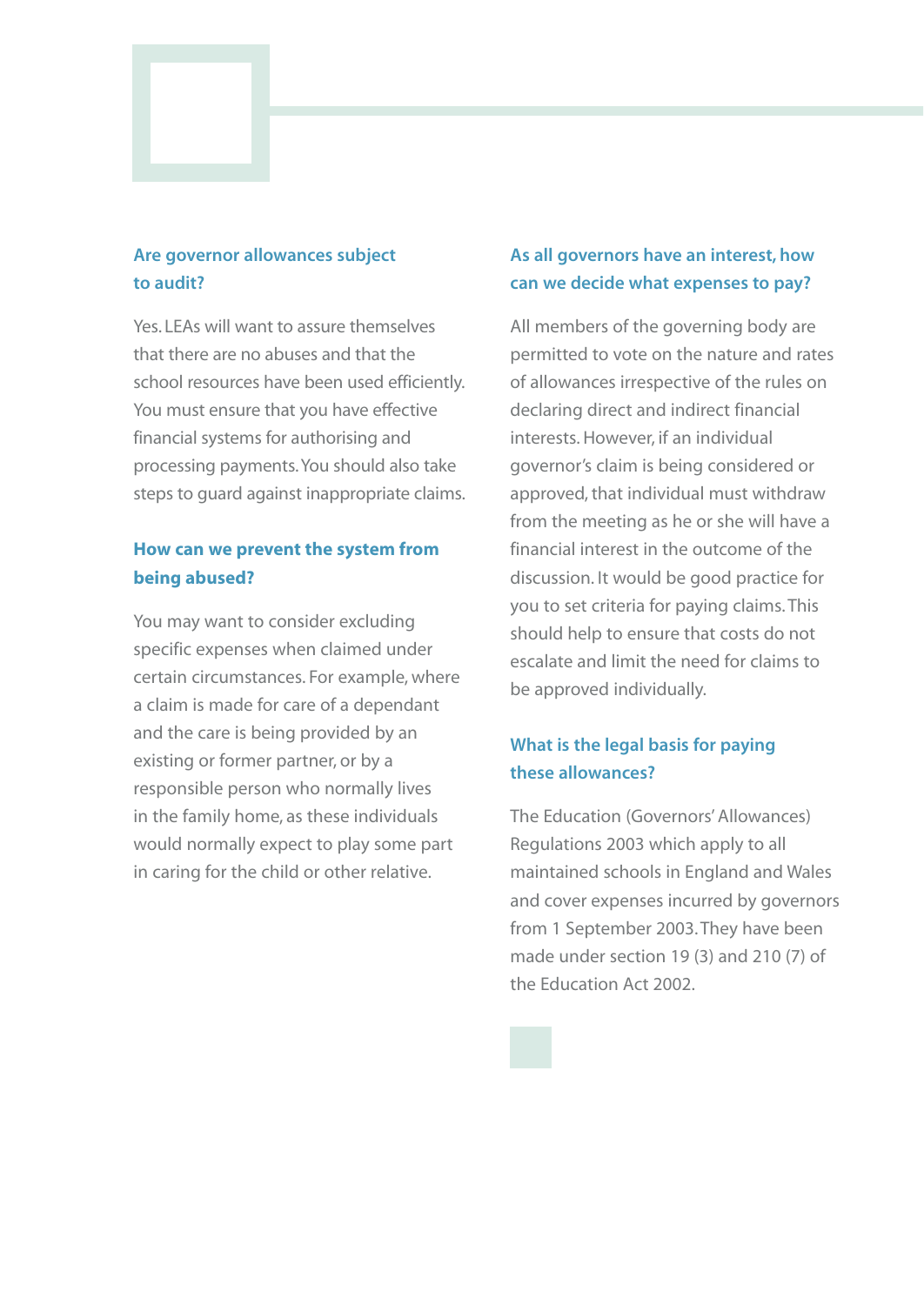### Are governor allowances subject to audit?

Yes. LEAs will want to assure themselves that there are no abuses and that the school resources have been used efficiently. You must ensure that you have effective financial systems for authorising and processing payments. You should also take steps to guard against inappropriate claims.

### How can we prevent the system from being abused?

You may want to consider excluding specific expenses when claimed under certain circumstances. For example, where a claim is made for care of a dependant and the care is being provided by an existing or former partner, or by a responsible person who normally lives in the family home, as these individuals would normally expect to play some part in caring for the child or other relative.

### As all governors have an interest, how can we decide what expenses to pay?

All members of the governing body are permitted to vote on the nature and rates of allowances irrespective of the rules on declaring direct and indirect financial interests. However, if an individual governor's claim is being considered or approved, that individual must withdraw from the meeting as he or she will have a financial interest in the outcome of the discussion. It would be good practice for you to set criteria for paying claims. This should help to ensure that costs do not escalate and limit the need for claims to be approved individually.

### What is the legal basis for paying these allowances?

The Education (Governors' Allowances) Regulations 2003 which apply to all maintained schools in England and Wales and cover expenses incurred by governors from 1 September 2003. They have been made under section 19 (3) and 210 (7) of the Education Act 2002.